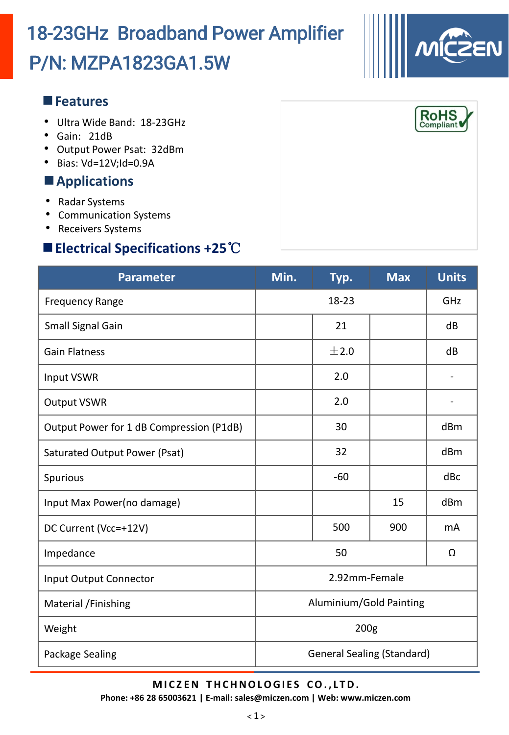# 18-23GHz Broadband Power Amplifier

# P/N: MZPA1823GA1.5W

## Features

- Ultra Wide Band: 18-23GHz
- Gain: 21dB
- Output Power Psat: 32dBm
- Bias: Vd=12V;Id=0.9A

## Applications

- Radar Systems
- Communication Systems
- Receivers Systems

## Electrical Specifications +25℃

| Parameter | Min. | Typ. | Max | Units |
|---|---|---|---|---|
| Frequency Range | | 18-23 | | GHz |
| Small Signal Gain | | 21 | | dB |
| Gain Flatness | | ±2.0 | | dB |
| Input VSWR | | 2.0 | | - |
| Output VSWR | | 2.0 | | - |
| Output Power for 1 dB Compression (P1dB) | | 30 | | dBm |
| Saturated Output Power (Psat) | | 32 | | dBm |
| Spurious | | -60 | | dBc |
| Input Max Power(no damage) | | | 15 | dBm |
| DC Current (Vcc=+12V) | | 500 | 900 | mA |
| Impedance | | 50 | | Ω |
| Input Output Connector | | 2.92mm-Female | | |
| Material /Finishing | | Aluminium/Gold Painting | | |
| Weight | | 200g | | |
| Package Sealing | | General Sealing (Standard) | | |

**MICZEN THCHNOLOGIES CO.,LTD.**

**Phone: +86 28 65003621 | E-mail: sales@miczen.com | Web: www.miczen.com**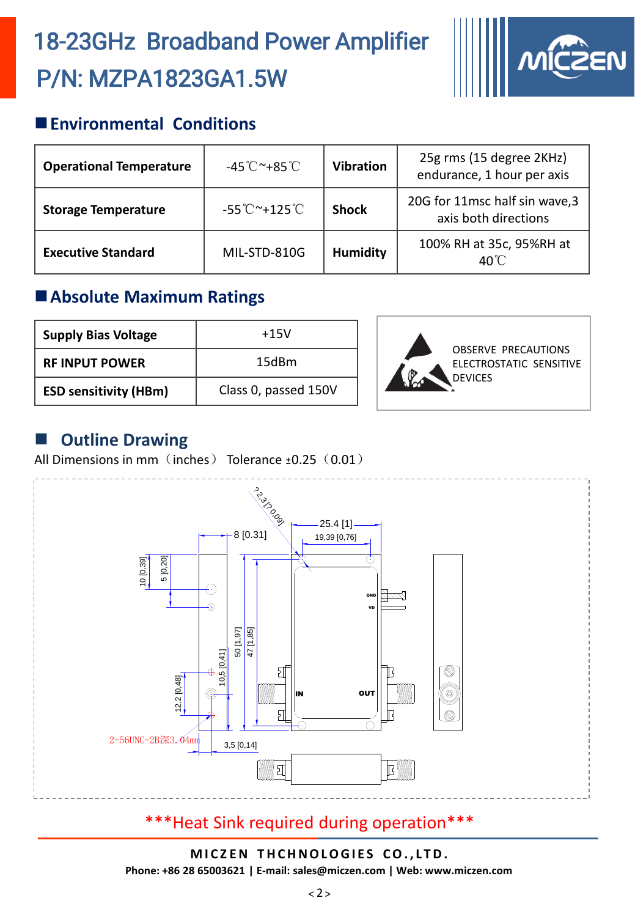# 18-23GHz Broadband Power Amplifier
# P/N: MZPA1823GA1.5W

## Environmental Conditions

| | | | |
|---|---|---|---|
| **Operational Temperature** | -45℃~+85℃ | **Vibration** | 25g rms (15 degree 2KHz) endurance, 1 hour per axis |
| **Storage Temperature** | -55℃~+125℃ | **Shock** | 20G for 11msc half sin wave,3 axis both directions |
| **Executive Standard** | MIL-STD-810G | **Humidity** | 100% RH at 35c, 95%RH at 40℃ |

## Absolute Maximum Ratings

| | |
|---|---|
| **Supply Bias Voltage** | +15V |
| **RF INPUT POWER** | 15dBm |
| **ESD sensitivity (HBm)** | Class 0, passed 150V |

OBSERVE PRECAUTIONS ELECTROSTATIC SENSITIVE DEVICES

## Outline Drawing

All Dimensions in mm（inches） Tolerance ±0.25（0.01）

?2.3 [?0.09]
25.4 [1]
19,39 [0,76]
8 [0.31]
10 [0.39]
5 [0,20]
GND
VD
50 [1.97]
47 [1,85]
10,5 [0,41]
12,2 [0,48]
IN
OUT
2-56UNC-2B深3.04mm
3,5 [0,14]

***Heat Sink required during operation***

MICZEN THCHNOLOGIES CO.,LTD.
Phone: +86 28 65003621 | E-mail: sales@miczen.com | Web: www.miczen.com